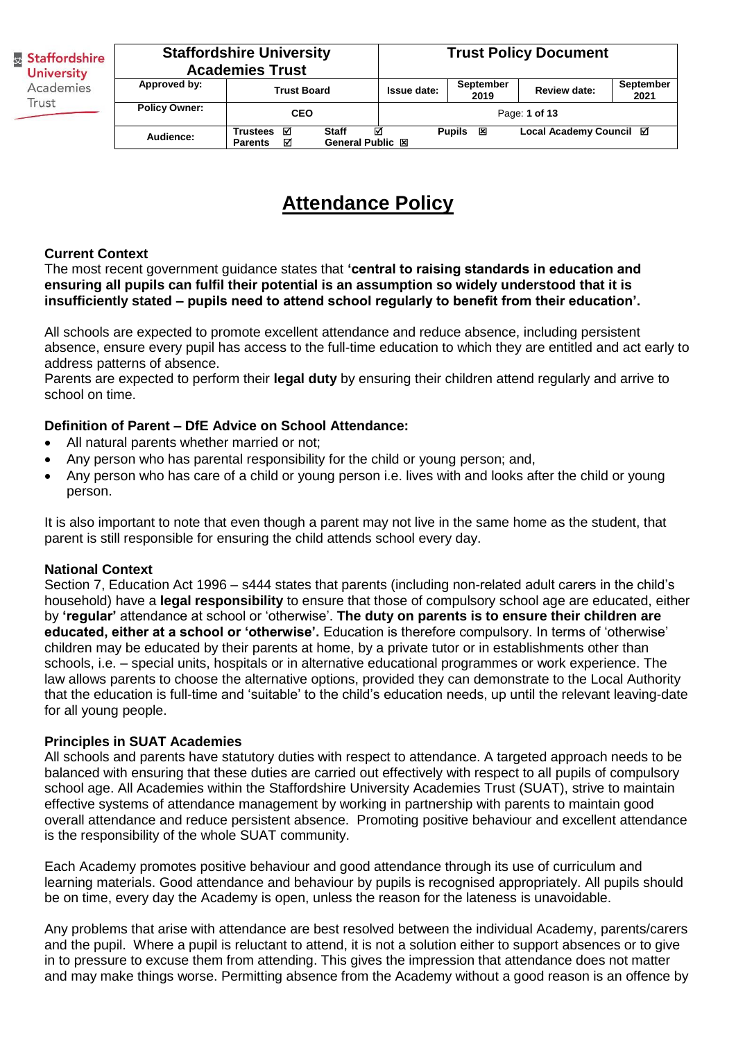| Staffordshire University Academies Trust | | Trust Policy Document | | | |
|---|---|---|---|---|---|
| Approved by: | Trust Board | Issue date: | September 2019 | Review date: | September 2021 |
| Policy Owner: | CEO | Page: 1 of 13 | | | |
| Audience: | Trustees ☑ Parents ☑ Staff ☑ General Public ☒ | Pupils ☒ | Local Academy Council ☑ | | |

# Attendance Policy

**Current Context**

The most recent government guidance states that **'central to raising standards in education and ensuring all pupils can fulfil their potential is an assumption so widely understood that it is insufficiently stated – pupils need to attend school regularly to benefit from their education'.**

All schools are expected to promote excellent attendance and reduce absence, including persistent absence, ensure every pupil has access to the full-time education to which they are entitled and act early to address patterns of absence.

Parents are expected to perform their **legal duty** by ensuring their children attend regularly and arrive to school on time.

**Definition of Parent – DfE Advice on School Attendance:**

- All natural parents whether married or not;
- Any person who has parental responsibility for the child or young person; and,
- Any person who has care of a child or young person i.e. lives with and looks after the child or young person.

It is also important to note that even though a parent may not live in the same home as the student, that parent is still responsible for ensuring the child attends school every day.

**National Context**

Section 7, Education Act 1996 – s444 states that parents (including non-related adult carers in the child's household) have a **legal responsibility** to ensure that those of compulsory school age are educated, either by **'regular'** attendance at school or 'otherwise'. **The duty on parents is to ensure their children are educated, either at a school or 'otherwise'.** Education is therefore compulsory. In terms of 'otherwise' children may be educated by their parents at home, by a private tutor or in establishments other than schools, i.e. – special units, hospitals or in alternative educational programmes or work experience. The law allows parents to choose the alternative options, provided they can demonstrate to the Local Authority that the education is full-time and 'suitable' to the child's education needs, up until the relevant leaving-date for all young people.

**Principles in SUAT Academies**

All schools and parents have statutory duties with respect to attendance. A targeted approach needs to be balanced with ensuring that these duties are carried out effectively with respect to all pupils of compulsory school age. All Academies within the Staffordshire University Academies Trust (SUAT), strive to maintain effective systems of attendance management by working in partnership with parents to maintain good overall attendance and reduce persistent absence. Promoting positive behaviour and excellent attendance is the responsibility of the whole SUAT community.

Each Academy promotes positive behaviour and good attendance through its use of curriculum and learning materials. Good attendance and behaviour by pupils is recognised appropriately. All pupils should be on time, every day the Academy is open, unless the reason for the lateness is unavoidable.

Any problems that arise with attendance are best resolved between the individual Academy, parents/carers and the pupil. Where a pupil is reluctant to attend, it is not a solution either to support absences or to give in to pressure to excuse them from attending. This gives the impression that attendance does not matter and may make things worse. Permitting absence from the Academy without a good reason is an offence by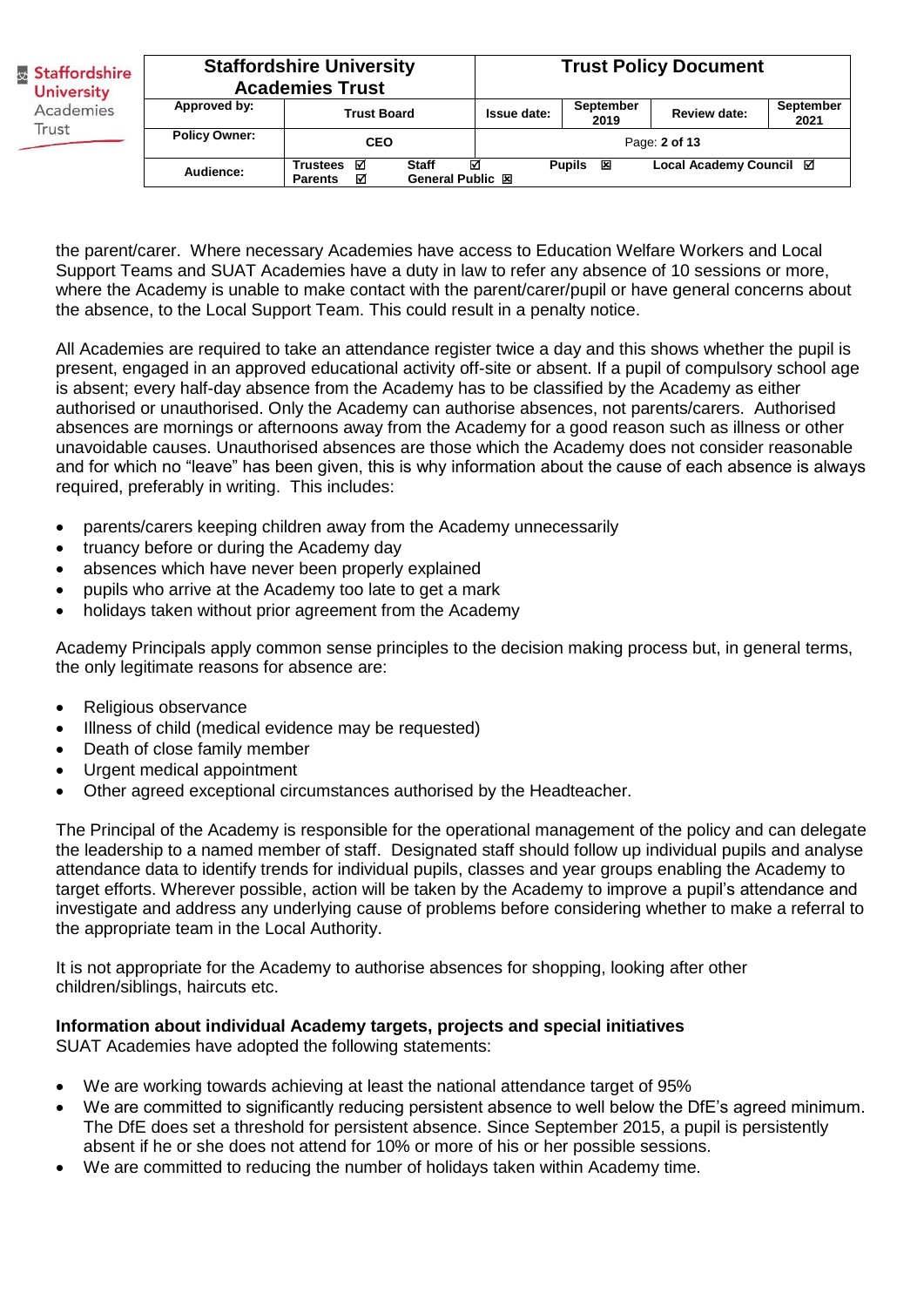the parent/carer. Where necessary Academies have access to Education Welfare Workers and Local Support Teams and SUAT Academies have a duty in law to refer any absence of 10 sessions or more, where the Academy is unable to make contact with the parent/carer/pupil or have general concerns about the absence, to the Local Support Team. This could result in a penalty notice.

All Academies are required to take an attendance register twice a day and this shows whether the pupil is present, engaged in an approved educational activity off-site or absent. If a pupil of compulsory school age is absent; every half-day absence from the Academy has to be classified by the Academy as either authorised or unauthorised. Only the Academy can authorise absences, not parents/carers. Authorised absences are mornings or afternoons away from the Academy for a good reason such as illness or other unavoidable causes. Unauthorised absences are those which the Academy does not consider reasonable and for which no "leave" has been given, this is why information about the cause of each absence is always required, preferably in writing. This includes:

- parents/carers keeping children away from the Academy unnecessarily
- truancy before or during the Academy day
- absences which have never been properly explained
- pupils who arrive at the Academy too late to get a mark
- holidays taken without prior agreement from the Academy

Academy Principals apply common sense principles to the decision making process but, in general terms, the only legitimate reasons for absence are:

- Religious observance
- Illness of child (medical evidence may be requested)
- Death of close family member
- Urgent medical appointment
- Other agreed exceptional circumstances authorised by the Headteacher.

The Principal of the Academy is responsible for the operational management of the policy and can delegate the leadership to a named member of staff. Designated staff should follow up individual pupils and analyse attendance data to identify trends for individual pupils, classes and year groups enabling the Academy to target efforts. Wherever possible, action will be taken by the Academy to improve a pupil's attendance and investigate and address any underlying cause of problems before considering whether to make a referral to the appropriate team in the Local Authority.

It is not appropriate for the Academy to authorise absences for shopping, looking after other children/siblings, haircuts etc.

**Information about individual Academy targets, projects and special initiatives**
SUAT Academies have adopted the following statements:

- We are working towards achieving at least the national attendance target of 95%
- We are committed to significantly reducing persistent absence to well below the DfE's agreed minimum. The DfE does set a threshold for persistent absence. Since September 2015, a pupil is persistently absent if he or she does not attend for 10% or more of his or her possible sessions.
- We are committed to reducing the number of holidays taken within Academy time.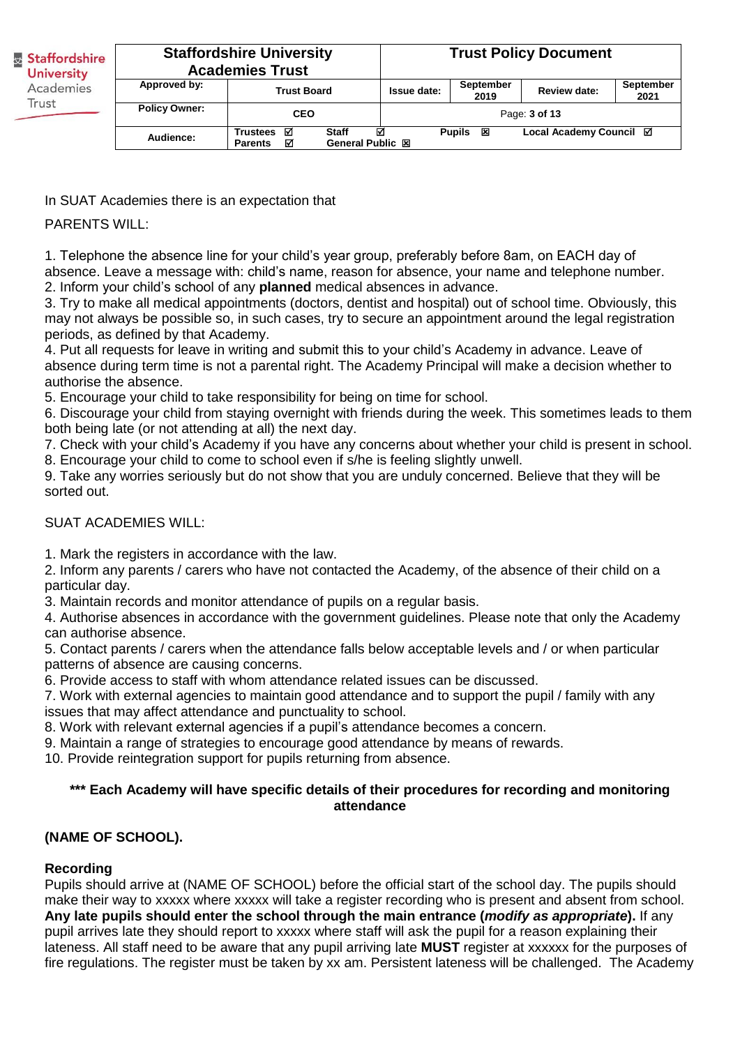In SUAT Academies there is an expectation that

PARENTS WILL:

1. Telephone the absence line for your child's year group, preferably before 8am, on EACH day of absence. Leave a message with: child's name, reason for absence, your name and telephone number.
2. Inform your child's school of any **planned** medical absences in advance.
3. Try to make all medical appointments (doctors, dentist and hospital) out of school time. Obviously, this may not always be possible so, in such cases, try to secure an appointment around the legal registration periods, as defined by that Academy.
4. Put all requests for leave in writing and submit this to your child's Academy in advance. Leave of absence during term time is not a parental right. The Academy Principal will make a decision whether to authorise the absence.
5. Encourage your child to take responsibility for being on time for school.
6. Discourage your child from staying overnight with friends during the week. This sometimes leads to them both being late (or not attending at all) the next day.
7. Check with your child's Academy if you have any concerns about whether your child is present in school.
8. Encourage your child to come to school even if s/he is feeling slightly unwell.
9. Take any worries seriously but do not show that you are unduly concerned. Believe that they will be sorted out.

SUAT ACADEMIES WILL:

1. Mark the registers in accordance with the law.
2. Inform any parents / carers who have not contacted the Academy, of the absence of their child on a particular day.
3. Maintain records and monitor attendance of pupils on a regular basis.
4. Authorise absences in accordance with the government guidelines. Please note that only the Academy can authorise absence.
5. Contact parents / carers when the attendance falls below acceptable levels and / or when particular patterns of absence are causing concerns.
6. Provide access to staff with whom attendance related issues can be discussed.
7. Work with external agencies to maintain good attendance and to support the pupil / family with any issues that may affect attendance and punctuality to school.
8. Work with relevant external agencies if a pupil's attendance becomes a concern.
9. Maintain a range of strategies to encourage good attendance by means of rewards.
10. Provide reintegration support for pupils returning from absence.

**\*\*\* Each Academy will have specific details of their procedures for recording and monitoring attendance**

**(NAME OF SCHOOL).**

**Recording**

Pupils should arrive at (NAME OF SCHOOL) before the official start of the school day. The pupils should make their way to xxxxx where xxxxx will take a register recording who is present and absent from school. **Any late pupils should enter the school through the main entrance (*modify as appropriate*).** If any pupil arrives late they should report to xxxxx where staff will ask the pupil for a reason explaining their lateness. All staff need to be aware that any pupil arriving late **MUST** register at xxxxxx for the purposes of fire regulations. The register must be taken by xx am. Persistent lateness will be challenged. The Academy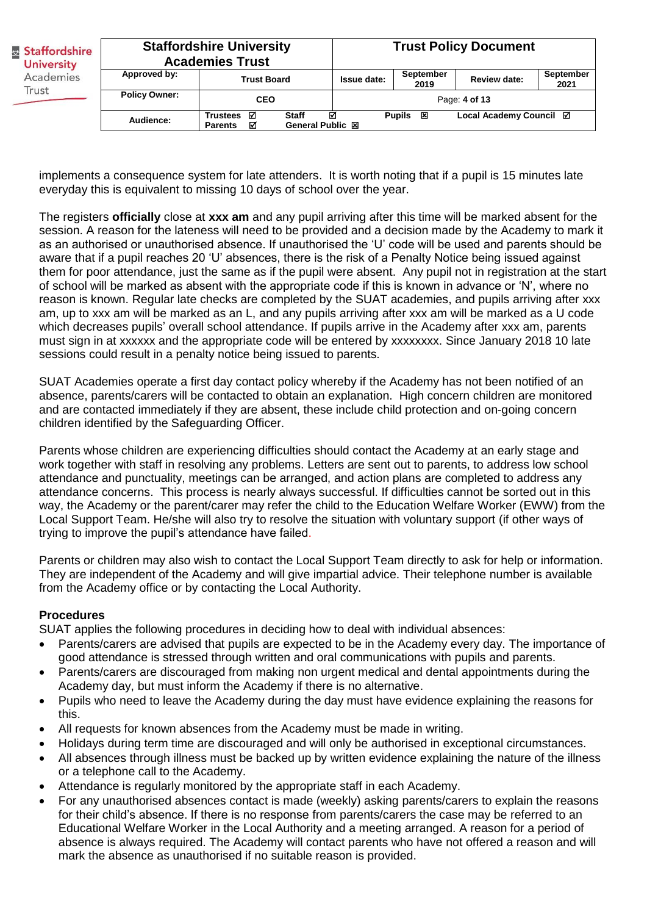implements a consequence system for late attenders. It is worth noting that if a pupil is 15 minutes late everyday this is equivalent to missing 10 days of school over the year.

The registers **officially** close at **xxx am** and any pupil arriving after this time will be marked absent for the session. A reason for the lateness will need to be provided and a decision made by the Academy to mark it as an authorised or unauthorised absence. If unauthorised the 'U' code will be used and parents should be aware that if a pupil reaches 20 'U' absences, there is the risk of a Penalty Notice being issued against them for poor attendance, just the same as if the pupil were absent. Any pupil not in registration at the start of school will be marked as absent with the appropriate code if this is known in advance or 'N', where no reason is known. Regular late checks are completed by the SUAT academies, and pupils arriving after xxx am, up to xxx am will be marked as an L, and any pupils arriving after xxx am will be marked as a U code which decreases pupils' overall school attendance. If pupils arrive in the Academy after xxx am, parents must sign in at xxxxxx and the appropriate code will be entered by xxxxxxxx. Since January 2018 10 late sessions could result in a penalty notice being issued to parents.

SUAT Academies operate a first day contact policy whereby if the Academy has not been notified of an absence, parents/carers will be contacted to obtain an explanation. High concern children are monitored and are contacted immediately if they are absent, these include child protection and on-going concern children identified by the Safeguarding Officer.

Parents whose children are experiencing difficulties should contact the Academy at an early stage and work together with staff in resolving any problems. Letters are sent out to parents, to address low school attendance and punctuality, meetings can be arranged, and action plans are completed to address any attendance concerns. This process is nearly always successful. If difficulties cannot be sorted out in this way, the Academy or the parent/carer may refer the child to the Education Welfare Worker (EWW) from the Local Support Team. He/she will also try to resolve the situation with voluntary support (if other ways of trying to improve the pupil's attendance have failed.

Parents or children may also wish to contact the Local Support Team directly to ask for help or information. They are independent of the Academy and will give impartial advice. Their telephone number is available from the Academy office or by contacting the Local Authority.

### Procedures

SUAT applies the following procedures in deciding how to deal with individual absences:

- Parents/carers are advised that pupils are expected to be in the Academy every day. The importance of good attendance is stressed through written and oral communications with pupils and parents.
- Parents/carers are discouraged from making non urgent medical and dental appointments during the Academy day, but must inform the Academy if there is no alternative.
- Pupils who need to leave the Academy during the day must have evidence explaining the reasons for this.
- All requests for known absences from the Academy must be made in writing.
- Holidays during term time are discouraged and will only be authorised in exceptional circumstances.
- All absences through illness must be backed up by written evidence explaining the nature of the illness or a telephone call to the Academy.
- Attendance is regularly monitored by the appropriate staff in each Academy.
- For any unauthorised absences contact is made (weekly) asking parents/carers to explain the reasons for their child's absence. If there is no response from parents/carers the case may be referred to an Educational Welfare Worker in the Local Authority and a meeting arranged. A reason for a period of absence is always required. The Academy will contact parents who have not offered a reason and will mark the absence as unauthorised if no suitable reason is provided.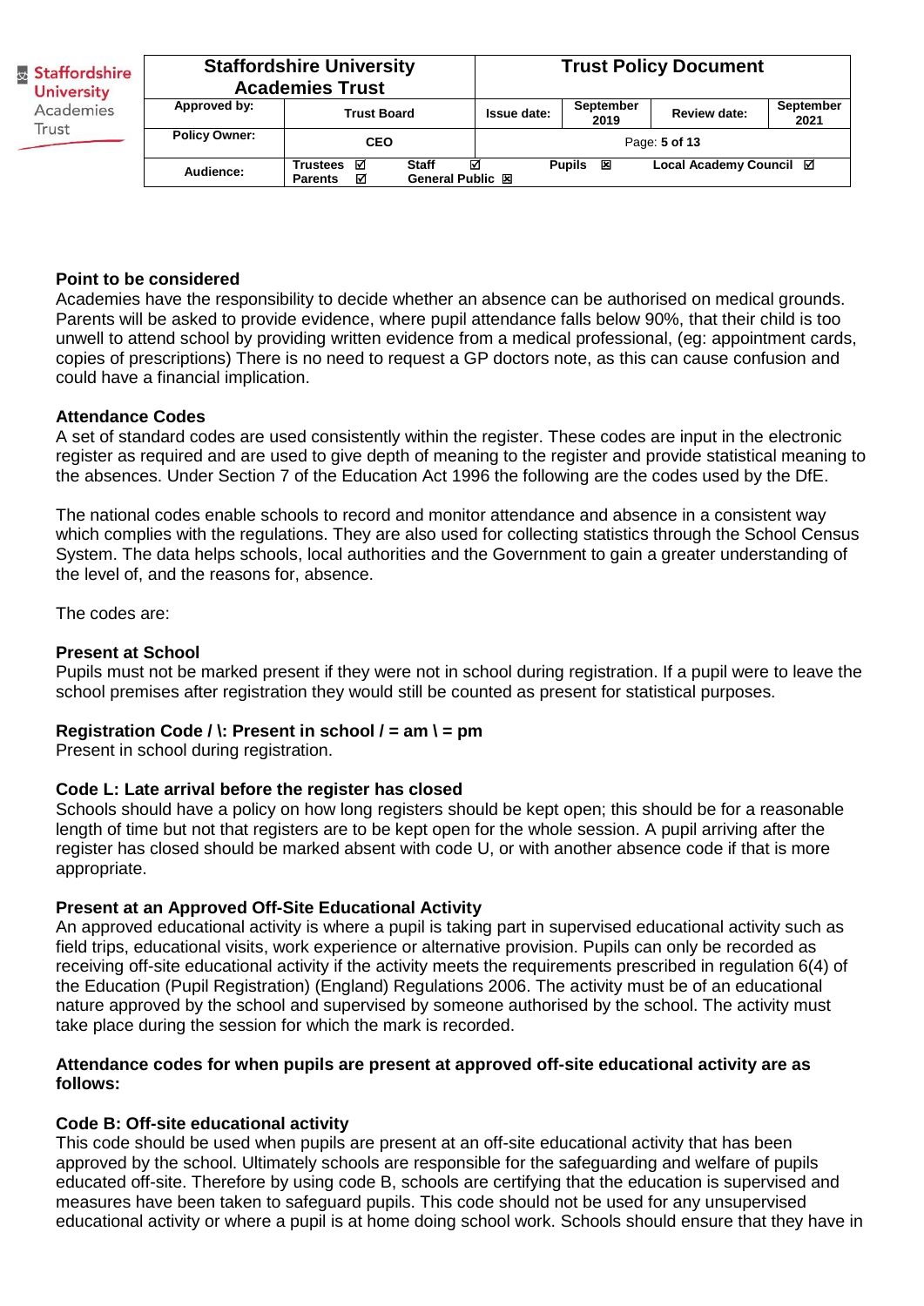**Point to be considered**

Academies have the responsibility to decide whether an absence can be authorised on medical grounds. Parents will be asked to provide evidence, where pupil attendance falls below 90%, that their child is too unwell to attend school by providing written evidence from a medical professional, (eg: appointment cards, copies of prescriptions) There is no need to request a GP doctors note, as this can cause confusion and could have a financial implication.

**Attendance Codes**

A set of standard codes are used consistently within the register. These codes are input in the electronic register as required and are used to give depth of meaning to the register and provide statistical meaning to the absences. Under Section 7 of the Education Act 1996 the following are the codes used by the DfE.

The national codes enable schools to record and monitor attendance and absence in a consistent way which complies with the regulations. They are also used for collecting statistics through the School Census System. The data helps schools, local authorities and the Government to gain a greater understanding of the level of, and the reasons for, absence.

The codes are:

**Present at School**

Pupils must not be marked present if they were not in school during registration. If a pupil were to leave the school premises after registration they would still be counted as present for statistical purposes.

**Registration Code / \: Present in school / = am \ = pm**

Present in school during registration.

**Code L: Late arrival before the register has closed**

Schools should have a policy on how long registers should be kept open; this should be for a reasonable length of time but not that registers are to be kept open for the whole session. A pupil arriving after the register has closed should be marked absent with code U, or with another absence code if that is more appropriate.

**Present at an Approved Off-Site Educational Activity**

An approved educational activity is where a pupil is taking part in supervised educational activity such as field trips, educational visits, work experience or alternative provision. Pupils can only be recorded as receiving off-site educational activity if the activity meets the requirements prescribed in regulation 6(4) of the Education (Pupil Registration) (England) Regulations 2006. The activity must be of an educational nature approved by the school and supervised by someone authorised by the school. The activity must take place during the session for which the mark is recorded.

**Attendance codes for when pupils are present at approved off-site educational activity are as follows:**

**Code B: Off-site educational activity**

This code should be used when pupils are present at an off-site educational activity that has been approved by the school. Ultimately schools are responsible for the safeguarding and welfare of pupils educated off-site. Therefore by using code B, schools are certifying that the education is supervised and measures have been taken to safeguard pupils. This code should not be used for any unsupervised educational activity or where a pupil is at home doing school work. Schools should ensure that they have in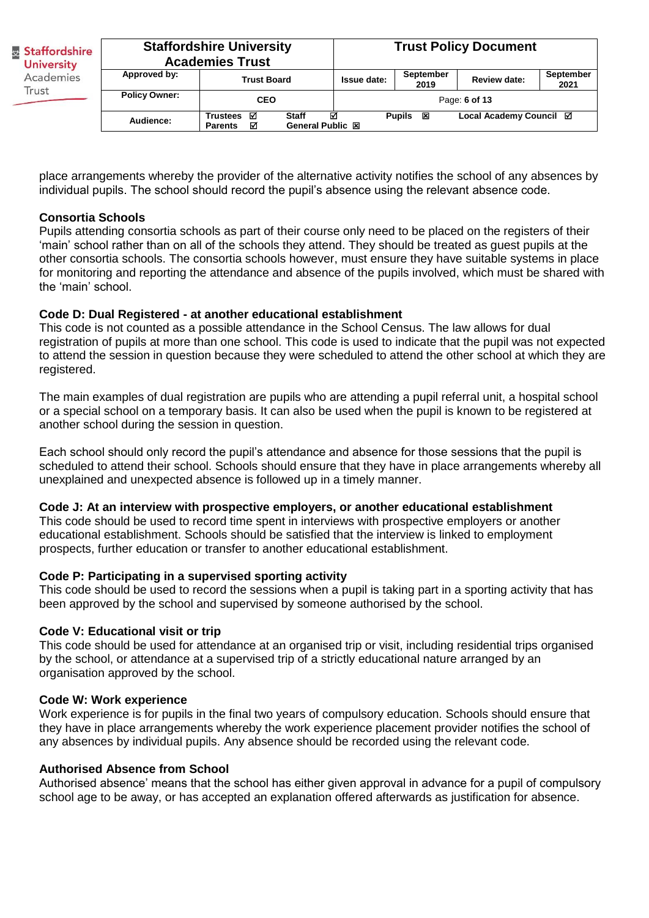place arrangements whereby the provider of the alternative activity notifies the school of any absences by individual pupils. The school should record the pupil's absence using the relevant absence code.

**Consortia Schools**

Pupils attending consortia schools as part of their course only need to be placed on the registers of their 'main' school rather than on all of the schools they attend. They should be treated as guest pupils at the other consortia schools. The consortia schools however, must ensure they have suitable systems in place for monitoring and reporting the attendance and absence of the pupils involved, which must be shared with the 'main' school.

**Code D: Dual Registered - at another educational establishment**

This code is not counted as a possible attendance in the School Census. The law allows for dual registration of pupils at more than one school. This code is used to indicate that the pupil was not expected to attend the session in question because they were scheduled to attend the other school at which they are registered.

The main examples of dual registration are pupils who are attending a pupil referral unit, a hospital school or a special school on a temporary basis. It can also be used when the pupil is known to be registered at another school during the session in question.

Each school should only record the pupil's attendance and absence for those sessions that the pupil is scheduled to attend their school. Schools should ensure that they have in place arrangements whereby all unexplained and unexpected absence is followed up in a timely manner.

**Code J: At an interview with prospective employers, or another educational establishment**

This code should be used to record time spent in interviews with prospective employers or another educational establishment. Schools should be satisfied that the interview is linked to employment prospects, further education or transfer to another educational establishment.

**Code P: Participating in a supervised sporting activity**

This code should be used to record the sessions when a pupil is taking part in a sporting activity that has been approved by the school and supervised by someone authorised by the school.

**Code V: Educational visit or trip**

This code should be used for attendance at an organised trip or visit, including residential trips organised by the school, or attendance at a supervised trip of a strictly educational nature arranged by an organisation approved by the school.

**Code W: Work experience**

Work experience is for pupils in the final two years of compulsory education. Schools should ensure that they have in place arrangements whereby the work experience placement provider notifies the school of any absences by individual pupils. Any absence should be recorded using the relevant code.

**Authorised Absence from School**

Authorised absence' means that the school has either given approval in advance for a pupil of compulsory school age to be away, or has accepted an explanation offered afterwards as justification for absence.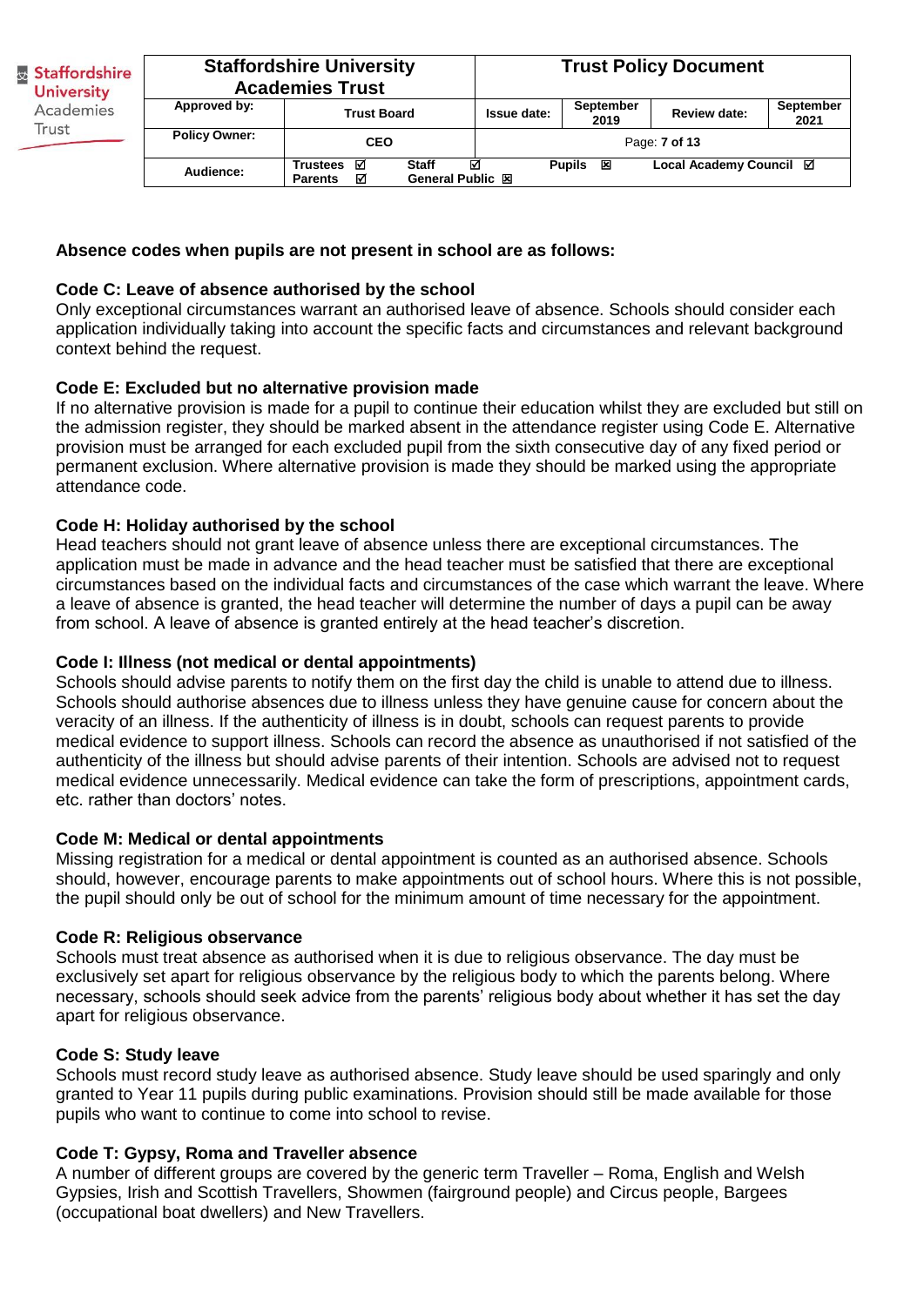**Absence codes when pupils are not present in school are as follows:**

**Code C: Leave of absence authorised by the school**

Only exceptional circumstances warrant an authorised leave of absence. Schools should consider each application individually taking into account the specific facts and circumstances and relevant background context behind the request.

**Code E: Excluded but no alternative provision made**

If no alternative provision is made for a pupil to continue their education whilst they are excluded but still on the admission register, they should be marked absent in the attendance register using Code E. Alternative provision must be arranged for each excluded pupil from the sixth consecutive day of any fixed period or permanent exclusion. Where alternative provision is made they should be marked using the appropriate attendance code.

**Code H: Holiday authorised by the school**

Head teachers should not grant leave of absence unless there are exceptional circumstances. The application must be made in advance and the head teacher must be satisfied that there are exceptional circumstances based on the individual facts and circumstances of the case which warrant the leave. Where a leave of absence is granted, the head teacher will determine the number of days a pupil can be away from school. A leave of absence is granted entirely at the head teacher's discretion.

**Code I: Illness (not medical or dental appointments)**

Schools should advise parents to notify them on the first day the child is unable to attend due to illness. Schools should authorise absences due to illness unless they have genuine cause for concern about the veracity of an illness. If the authenticity of illness is in doubt, schools can request parents to provide medical evidence to support illness. Schools can record the absence as unauthorised if not satisfied of the authenticity of the illness but should advise parents of their intention. Schools are advised not to request medical evidence unnecessarily. Medical evidence can take the form of prescriptions, appointment cards, etc. rather than doctors' notes.

**Code M: Medical or dental appointments**

Missing registration for a medical or dental appointment is counted as an authorised absence. Schools should, however, encourage parents to make appointments out of school hours. Where this is not possible, the pupil should only be out of school for the minimum amount of time necessary for the appointment.

**Code R: Religious observance**

Schools must treat absence as authorised when it is due to religious observance. The day must be exclusively set apart for religious observance by the religious body to which the parents belong. Where necessary, schools should seek advice from the parents' religious body about whether it has set the day apart for religious observance.

**Code S: Study leave**

Schools must record study leave as authorised absence. Study leave should be used sparingly and only granted to Year 11 pupils during public examinations. Provision should still be made available for those pupils who want to continue to come into school to revise.

**Code T: Gypsy, Roma and Traveller absence**

A number of different groups are covered by the generic term Traveller – Roma, English and Welsh Gypsies, Irish and Scottish Travellers, Showmen (fairground people) and Circus people, Bargees (occupational boat dwellers) and New Travellers.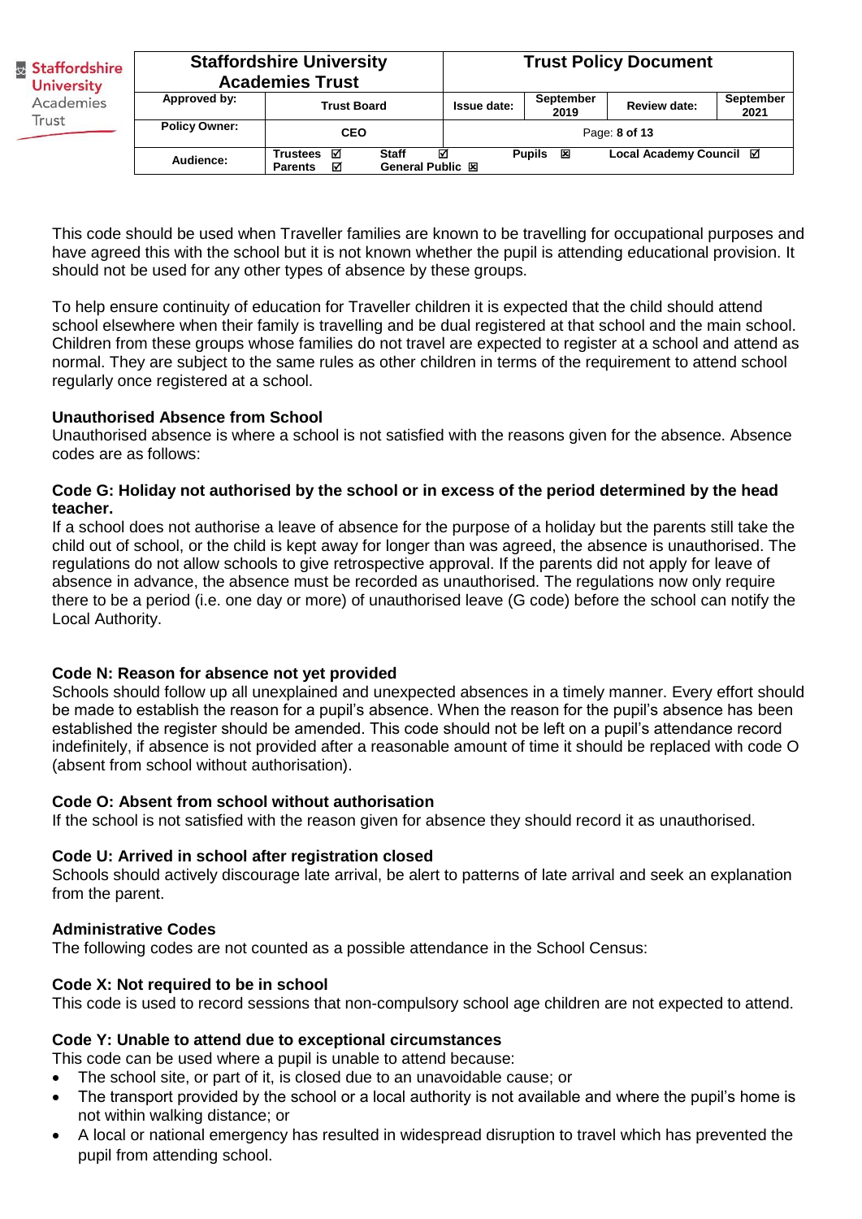This code should be used when Traveller families are known to be travelling for occupational purposes and have agreed this with the school but it is not known whether the pupil is attending educational provision. It should not be used for any other types of absence by these groups.

To help ensure continuity of education for Traveller children it is expected that the child should attend school elsewhere when their family is travelling and be dual registered at that school and the main school. Children from these groups whose families do not travel are expected to register at a school and attend as normal. They are subject to the same rules as other children in terms of the requirement to attend school regularly once registered at a school.

**Unauthorised Absence from School**

Unauthorised absence is where a school is not satisfied with the reasons given for the absence. Absence codes are as follows:

**Code G: Holiday not authorised by the school or in excess of the period determined by the head teacher.**

If a school does not authorise a leave of absence for the purpose of a holiday but the parents still take the child out of school, or the child is kept away for longer than was agreed, the absence is unauthorised. The regulations do not allow schools to give retrospective approval. If the parents did not apply for leave of absence in advance, the absence must be recorded as unauthorised. The regulations now only require there to be a period (i.e. one day or more) of unauthorised leave (G code) before the school can notify the Local Authority.

**Code N: Reason for absence not yet provided**

Schools should follow up all unexplained and unexpected absences in a timely manner. Every effort should be made to establish the reason for a pupil's absence. When the reason for the pupil's absence has been established the register should be amended. This code should not be left on a pupil's attendance record indefinitely, if absence is not provided after a reasonable amount of time it should be replaced with code O (absent from school without authorisation).

**Code O: Absent from school without authorisation**

If the school is not satisfied with the reason given for absence they should record it as unauthorised.

**Code U: Arrived in school after registration closed**

Schools should actively discourage late arrival, be alert to patterns of late arrival and seek an explanation from the parent.

**Administrative Codes**

The following codes are not counted as a possible attendance in the School Census:

**Code X: Not required to be in school**

This code is used to record sessions that non-compulsory school age children are not expected to attend.

**Code Y: Unable to attend due to exceptional circumstances**

This code can be used where a pupil is unable to attend because:

- The school site, or part of it, is closed due to an unavoidable cause; or
- The transport provided by the school or a local authority is not available and where the pupil's home is not within walking distance; or
- A local or national emergency has resulted in widespread disruption to travel which has prevented the pupil from attending school.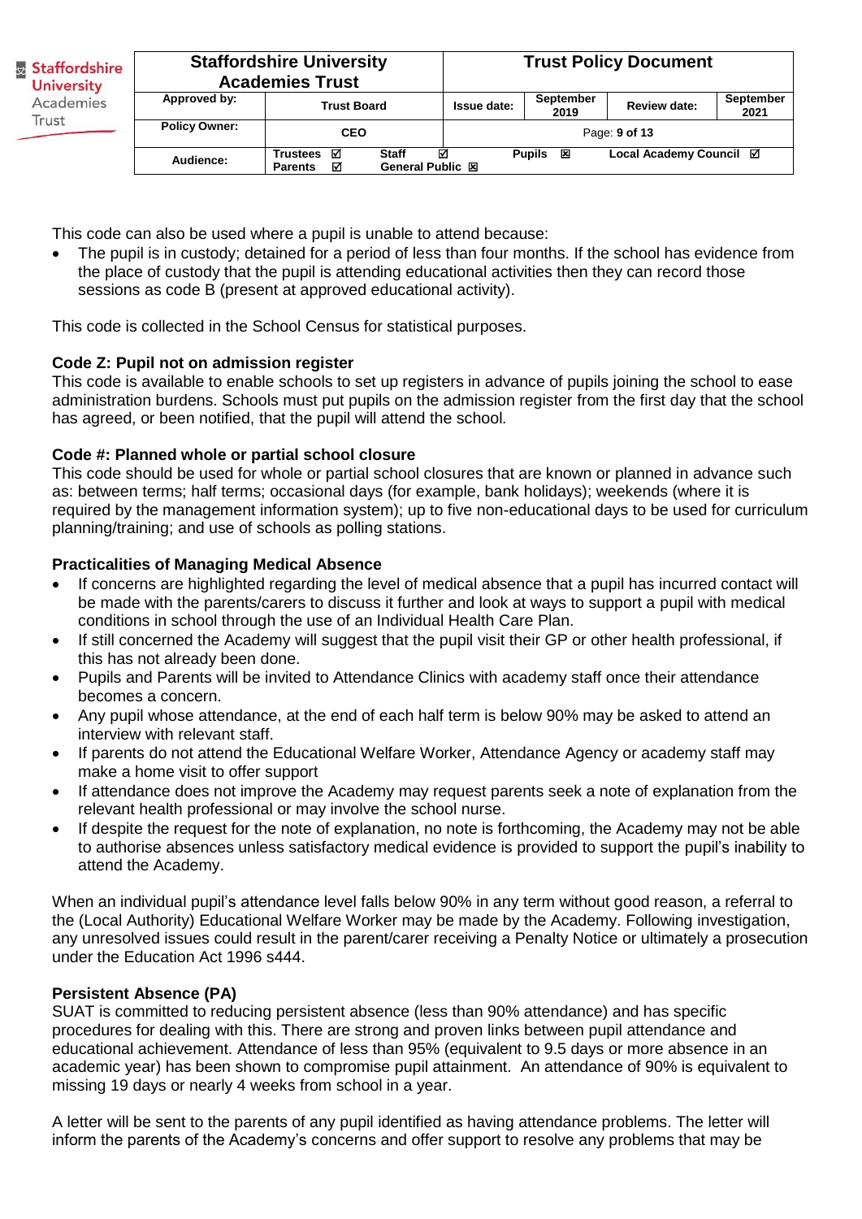This code can also be used where a pupil is unable to attend because:

- The pupil is in custody; detained for a period of less than four months. If the school has evidence from the place of custody that the pupil is attending educational activities then they can record those sessions as code B (present at approved educational activity).

This code is collected in the School Census for statistical purposes.

**Code Z: Pupil not on admission register**
This code is available to enable schools to set up registers in advance of pupils joining the school to ease administration burdens. Schools must put pupils on the admission register from the first day that the school has agreed, or been notified, that the pupil will attend the school.

**Code #: Planned whole or partial school closure**
This code should be used for whole or partial school closures that are known or planned in advance such as: between terms; half terms; occasional days (for example, bank holidays); weekends (where it is required by the management information system); up to five non-educational days to be used for curriculum planning/training; and use of schools as polling stations.

**Practicalities of Managing Medical Absence**

- If concerns are highlighted regarding the level of medical absence that a pupil has incurred contact will be made with the parents/carers to discuss it further and look at ways to support a pupil with medical conditions in school through the use of an Individual Health Care Plan.
- If still concerned the Academy will suggest that the pupil visit their GP or other health professional, if this has not already been done.
- Pupils and Parents will be invited to Attendance Clinics with academy staff once their attendance becomes a concern.
- Any pupil whose attendance, at the end of each half term is below 90% may be asked to attend an interview with relevant staff.
- If parents do not attend the Educational Welfare Worker, Attendance Agency or academy staff may make a home visit to offer support
- If attendance does not improve the Academy may request parents seek a note of explanation from the relevant health professional or may involve the school nurse.
- If despite the request for the note of explanation, no note is forthcoming, the Academy may not be able to authorise absences unless satisfactory medical evidence is provided to support the pupil's inability to attend the Academy.

When an individual pupil's attendance level falls below 90% in any term without good reason, a referral to the (Local Authority) Educational Welfare Worker may be made by the Academy. Following investigation, any unresolved issues could result in the parent/carer receiving a Penalty Notice or ultimately a prosecution under the Education Act 1996 s444.

**Persistent Absence (PA)**
SUAT is committed to reducing persistent absence (less than 90% attendance) and has specific procedures for dealing with this. There are strong and proven links between pupil attendance and educational achievement. Attendance of less than 95% (equivalent to 9.5 days or more absence in an academic year) has been shown to compromise pupil attainment. An attendance of 90% is equivalent to missing 19 days or nearly 4 weeks from school in a year.

A letter will be sent to the parents of any pupil identified as having attendance problems. The letter will inform the parents of the Academy's concerns and offer support to resolve any problems that may be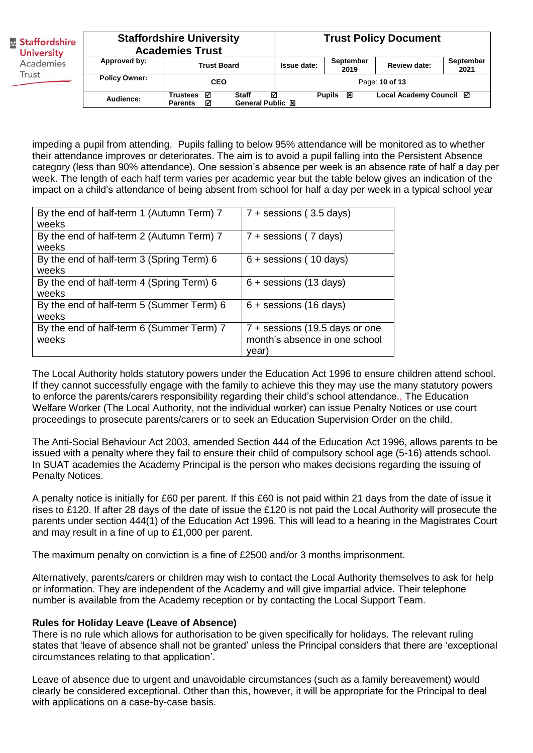impeding a pupil from attending. Pupils falling to below 95% attendance will be monitored as to whether their attendance improves or deteriorates. The aim is to avoid a pupil falling into the Persistent Absence category (less than 90% attendance). One session's absence per week is an absence rate of half a day per week. The length of each half term varies per academic year but the table below gives an indication of the impact on a child's attendance of being absent from school for half a day per week in a typical school year

| | |
|---|---|
| By the end of half-term 1 (Autumn Term) 7 weeks | 7 + sessions ( 3.5 days) |
| By the end of half-term 2 (Autumn Term) 7 weeks | 7 + sessions ( 7 days) |
| By the end of half-term 3 (Spring Term) 6 weeks | 6 + sessions ( 10 days) |
| By the end of half-term 4 (Spring Term) 6 weeks | 6 + sessions (13 days) |
| By the end of half-term 5 (Summer Term) 6 weeks | 6 + sessions (16 days) |
| By the end of half-term 6 (Summer Term) 7 weeks | 7 + sessions (19.5 days or one month's absence in one school year) |

The Local Authority holds statutory powers under the Education Act 1996 to ensure children attend school. If they cannot successfully engage with the family to achieve this they may use the many statutory powers to enforce the parents/carers responsibility regarding their child's school attendance., The Education Welfare Worker (The Local Authority, not the individual worker) can issue Penalty Notices or use court proceedings to prosecute parents/carers or to seek an Education Supervision Order on the child.

The Anti-Social Behaviour Act 2003, amended Section 444 of the Education Act 1996, allows parents to be issued with a penalty where they fail to ensure their child of compulsory school age (5-16) attends school. In SUAT academies the Academy Principal is the person who makes decisions regarding the issuing of Penalty Notices.

A penalty notice is initially for £60 per parent. If this £60 is not paid within 21 days from the date of issue it rises to £120. If after 28 days of the date of issue the £120 is not paid the Local Authority will prosecute the parents under section 444(1) of the Education Act 1996. This will lead to a hearing in the Magistrates Court and may result in a fine of up to £1,000 per parent.

The maximum penalty on conviction is a fine of £2500 and/or 3 months imprisonment.

Alternatively, parents/carers or children may wish to contact the Local Authority themselves to ask for help or information. They are independent of the Academy and will give impartial advice. Their telephone number is available from the Academy reception or by contacting the Local Support Team.

**Rules for Holiday Leave (Leave of Absence)**

There is no rule which allows for authorisation to be given specifically for holidays. The relevant ruling states that 'leave of absence shall not be granted' unless the Principal considers that there are 'exceptional circumstances relating to that application'.

Leave of absence due to urgent and unavoidable circumstances (such as a family bereavement) would clearly be considered exceptional. Other than this, however, it will be appropriate for the Principal to deal with applications on a case-by-case basis.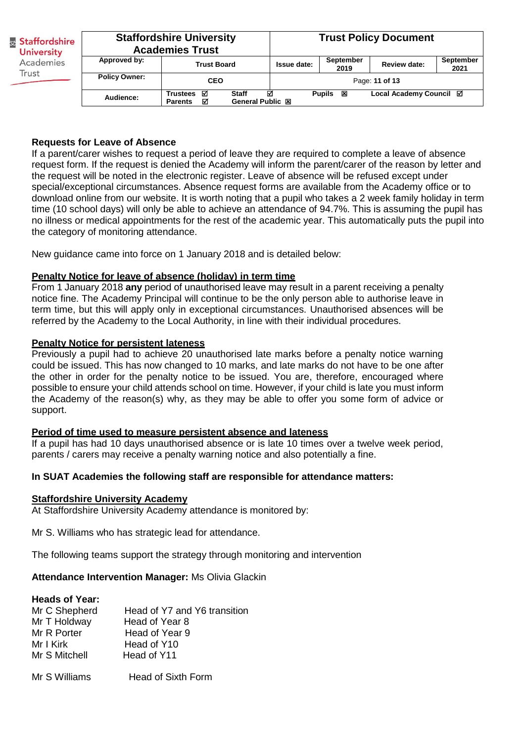**Requests for Leave of Absence**

If a parent/carer wishes to request a period of leave they are required to complete a leave of absence request form. If the request is denied the Academy will inform the parent/carer of the reason by letter and the request will be noted in the electronic register. Leave of absence will be refused except under special/exceptional circumstances. Absence request forms are available from the Academy office or to download online from our website. It is worth noting that a pupil who takes a 2 week family holiday in term time (10 school days) will only be able to achieve an attendance of 94.7%. This is assuming the pupil has no illness or medical appointments for the rest of the academic year. This automatically puts the pupil into the category of monitoring attendance.

New guidance came into force on 1 January 2018 and is detailed below:

**Penalty Notice for leave of absence (holiday) in term time**

From 1 January 2018 **any** period of unauthorised leave may result in a parent receiving a penalty notice fine. The Academy Principal will continue to be the only person able to authorise leave in term time, but this will apply only in exceptional circumstances. Unauthorised absences will be referred by the Academy to the Local Authority, in line with their individual procedures.

**Penalty Notice for persistent lateness**

Previously a pupil had to achieve 20 unauthorised late marks before a penalty notice warning could be issued. This has now changed to 10 marks, and late marks do not have to be one after the other in order for the penalty notice to be issued. You are, therefore, encouraged where possible to ensure your child attends school on time. However, if your child is late you must inform the Academy of the reason(s) why, as they may be able to offer you some form of advice or support.

**Period of time used to measure persistent absence and lateness**

If a pupil has had 10 days unauthorised absence or is late 10 times over a twelve week period, parents / carers may receive a penalty warning notice and also potentially a fine.

**In SUAT Academies the following staff are responsible for attendance matters:**

**Staffordshire University Academy**

At Staffordshire University Academy attendance is monitored by:

Mr S. Williams who has strategic lead for attendance.

The following teams support the strategy through monitoring and intervention

**Attendance Intervention Manager:** Ms Olivia Glackin

**Heads of Year:**

| | |
|---|---|
| Mr C Shepherd | Head of Y7 and Y6 transition |
| Mr T Holdway | Head of Year 8 |
| Mr R Porter | Head of Year 9 |
| Mr I Kirk | Head of Y10 |
| Mr S Mitchell | Head of Y11 |
| Mr S Williams | Head of Sixth Form |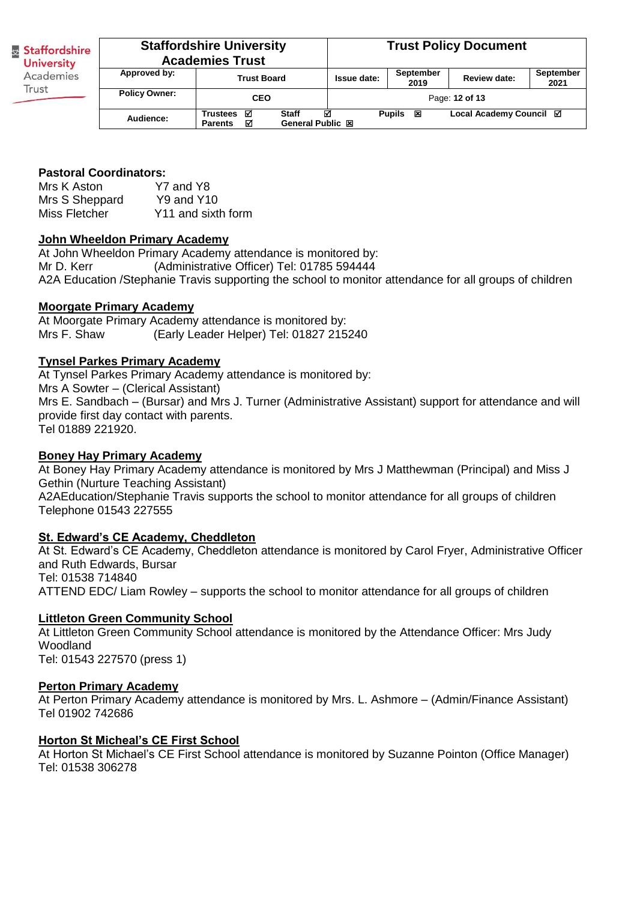**Pastoral Coordinators:**
Mrs K Aston Y7 and Y8
Mrs S Sheppard Y9 and Y10
Miss Fletcher Y11 and sixth form

**John Wheeldon Primary Academy**

At John Wheeldon Primary Academy attendance is monitored by:
Mr D. Kerr (Administrative Officer) Tel: 01785 594444
A2A Education /Stephanie Travis supporting the school to monitor attendance for all groups of children

**Moorgate Primary Academy**

At Moorgate Primary Academy attendance is monitored by:
Mrs F. Shaw (Early Leader Helper) Tel: 01827 215240

**Tynsel Parkes Primary Academy**

At Tynsel Parkes Primary Academy attendance is monitored by:
Mrs A Sowter – (Clerical Assistant)
Mrs E. Sandbach – (Bursar) and Mrs J. Turner (Administrative Assistant) support for attendance and will provide first day contact with parents.
Tel 01889 221920.

**Boney Hay Primary Academy**

At Boney Hay Primary Academy attendance is monitored by Mrs J Matthewman (Principal) and Miss J Gethin (Nurture Teaching Assistant)
A2AEducation/Stephanie Travis supports the school to monitor attendance for all groups of children
Telephone 01543 227555

**St. Edward's CE Academy, Cheddleton**

At St. Edward's CE Academy, Cheddleton attendance is monitored by Carol Fryer, Administrative Officer and Ruth Edwards, Bursar
Tel: 01538 714840
ATTEND EDC/ Liam Rowley – supports the school to monitor attendance for all groups of children

**Littleton Green Community School**

At Littleton Green Community School attendance is monitored by the Attendance Officer: Mrs Judy Woodland
Tel: 01543 227570 (press 1)

**Perton Primary Academy**

At Perton Primary Academy attendance is monitored by Mrs. L. Ashmore – (Admin/Finance Assistant)
Tel 01902 742686

**Horton St Micheal's CE First School**

At Horton St Michael's CE First School attendance is monitored by Suzanne Pointon (Office Manager)
Tel: 01538 306278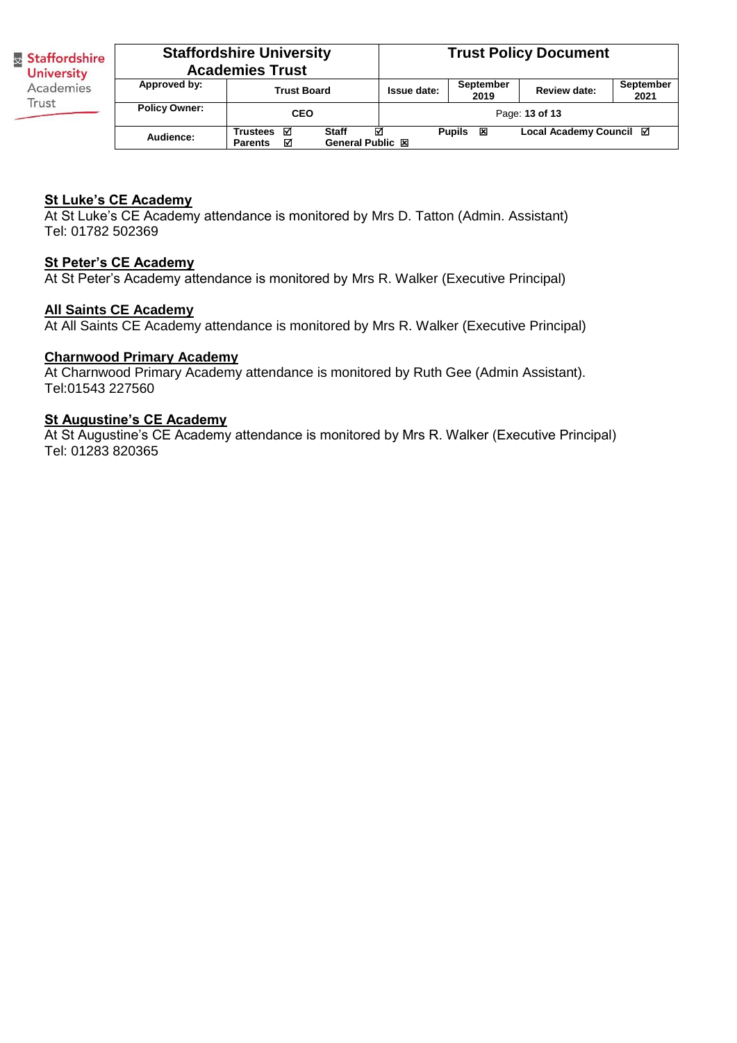**St Luke's CE Academy**
At St Luke's CE Academy attendance is monitored by Mrs D. Tatton (Admin. Assistant)
Tel: 01782 502369

**St Peter's CE Academy**
At St Peter's Academy attendance is monitored by Mrs R. Walker (Executive Principal)

**All Saints CE Academy**
At All Saints CE Academy attendance is monitored by Mrs R. Walker (Executive Principal)

**Charnwood Primary Academy**
At Charnwood Primary Academy attendance is monitored by Ruth Gee (Admin Assistant).
Tel:01543 227560

**St Augustine's CE Academy**
At St Augustine's CE Academy attendance is monitored by Mrs R. Walker (Executive Principal)
Tel: 01283 820365